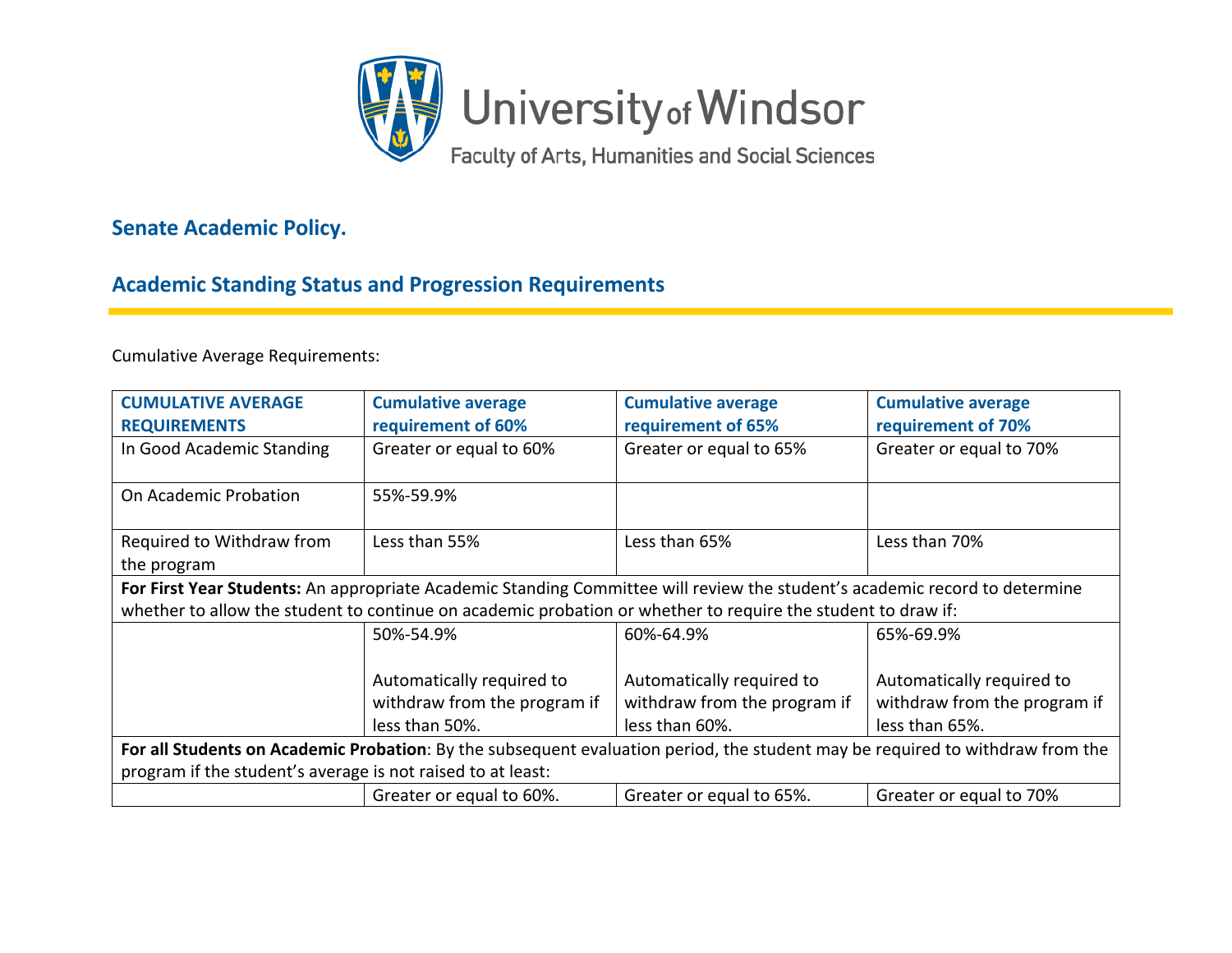University of Windsor

Faculty of Arts, Humanities and Social Sciences

## Senate Academic Policy.

## Academic Standing Status and Progression Requirements

Cumulative Average Requirements:

| **CUMULATIVE AVERAGE REQUIREMENTS** | **Cumulative average requirement of 60%** | **Cumulative average requirement of 65%** | **Cumulative average requirement of 70%** |
|---|---|---|---|
| In Good Academic Standing | Greater or equal to 60% | Greater or equal to 65% | Greater or equal to 70% |
| On Academic Probation | 55%-59.9% | | |
| Required to Withdraw from the program | Less than 55% | Less than 65% | Less than 70% |
| **For First Year Students:** An appropriate Academic Standing Committee will review the student's academic record to determine whether to allow the student to continue on academic probation or whether to require the student to draw if: | | | |
| | 50%-54.9%<br><br>Automatically required to withdraw from the program if less than 50%. | 60%-64.9%<br><br>Automatically required to withdraw from the program if less than 60%. | 65%-69.9%<br><br>Automatically required to withdraw from the program if less than 65%. |
| **For all Students on Academic Probation**: By the subsequent evaluation period, the student may be required to withdraw from the program if the student's average is not raised to at least: | | | |
| | Greater or equal to 60%. | Greater or equal to 65%. | Greater or equal to 70% |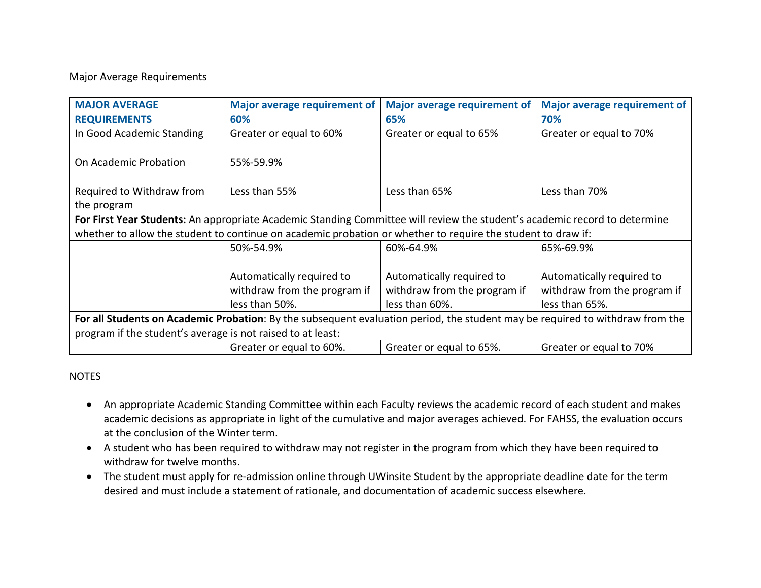Major Average Requirements

| MAJOR AVERAGE REQUIREMENTS | Major average requirement of 60% | Major average requirement of 65% | Major average requirement of 70% |
|---|---|---|---|
| In Good Academic Standing | Greater or equal to 60% | Greater or equal to 65% | Greater or equal to 70% |
| On Academic Probation | 55%-59.9% | | |
| Required to Withdraw from the program | Less than 55% | Less than 65% | Less than 70% |
| **For First Year Students:** An appropriate Academic Standing Committee will review the student's academic record to determine whether to allow the student to continue on academic probation or whether to require the student to draw if: | | | |
| | 50%-54.9%<br><br>Automatically required to withdraw from the program if less than 50%. | 60%-64.9%<br><br>Automatically required to withdraw from the program if less than 60%. | 65%-69.9%<br><br>Automatically required to withdraw from the program if less than 65%. |
| **For all Students on Academic Probation**: By the subsequent evaluation period, the student may be required to withdraw from the program if the student's average is not raised to at least: | | | |
| | Greater or equal to 60%. | Greater or equal to 65%. | Greater or equal to 70% |

NOTES

- An appropriate Academic Standing Committee within each Faculty reviews the academic record of each student and makes academic decisions as appropriate in light of the cumulative and major averages achieved. For FAHSS, the evaluation occurs at the conclusion of the Winter term.
- A student who has been required to withdraw may not register in the program from which they have been required to withdraw for twelve months.
- The student must apply for re-admission online through UWinsite Student by the appropriate deadline date for the term desired and must include a statement of rationale, and documentation of academic success elsewhere.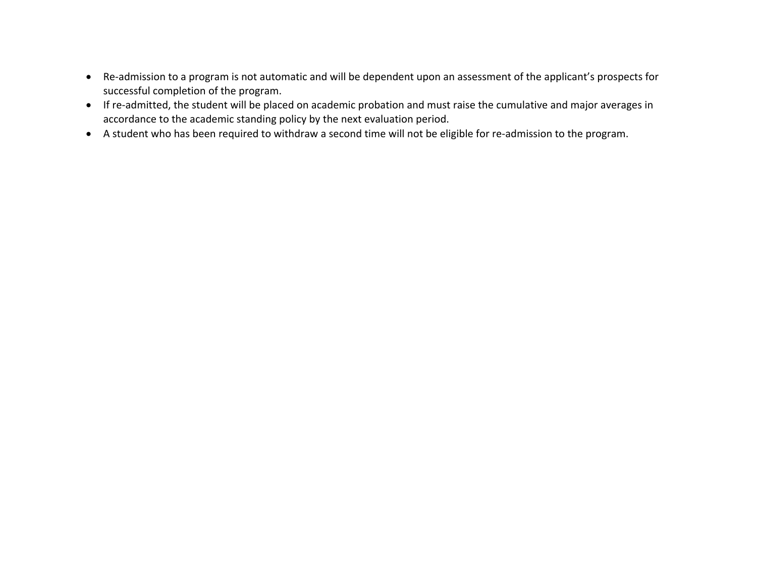- Re-admission to a program is not automatic and will be dependent upon an assessment of the applicant's prospects for successful completion of the program.
- If re-admitted, the student will be placed on academic probation and must raise the cumulative and major averages in accordance to the academic standing policy by the next evaluation period.
- A student who has been required to withdraw a second time will not be eligible for re-admission to the program.